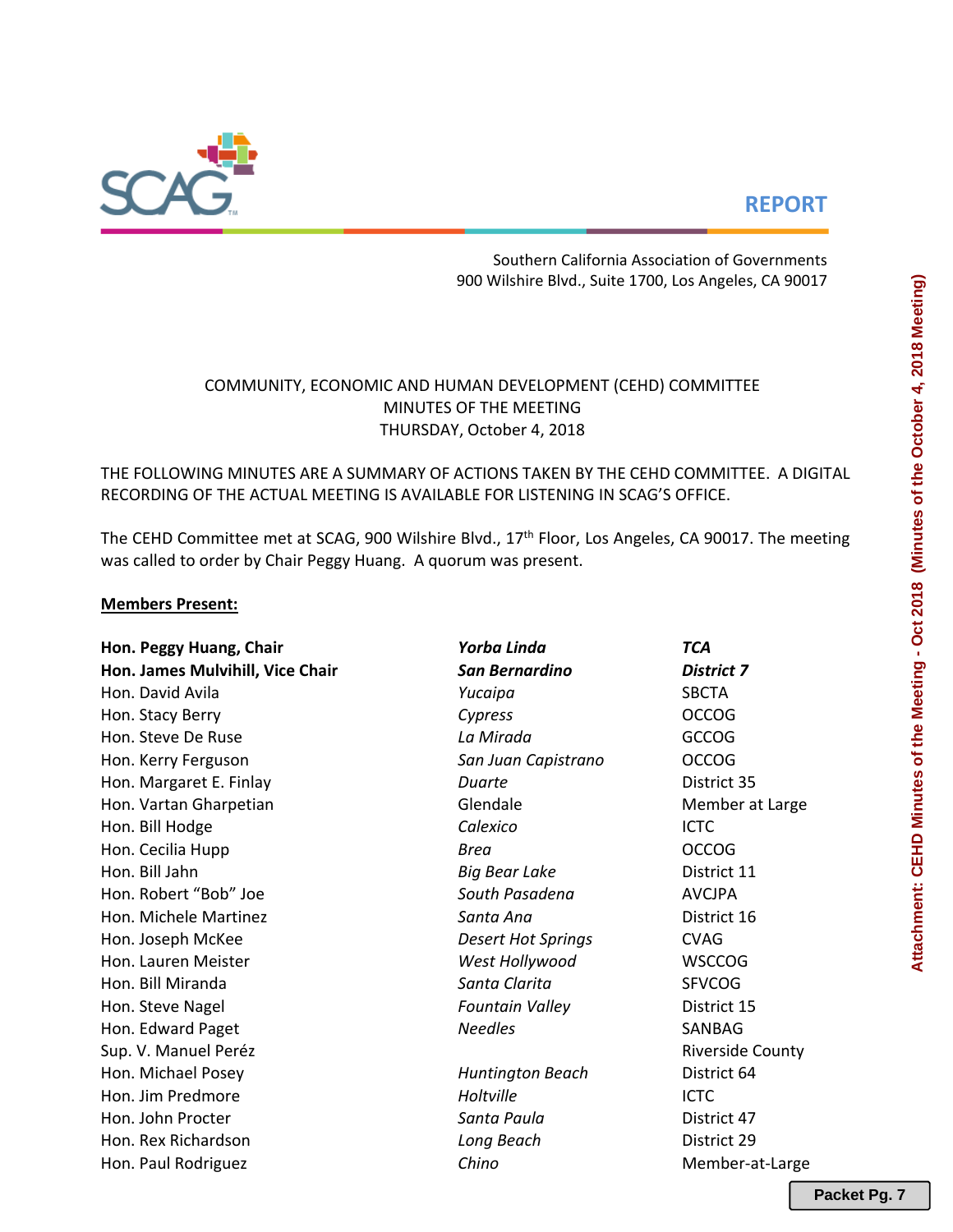**REPORT**

Southern California Association of Governments
900 Wilshire Blvd., Suite 1700, Los Angeles, CA 90017

COMMUNITY, ECONOMIC AND HUMAN DEVELOPMENT (CEHD) COMMITTEE
MINUTES OF THE MEETING
THURSDAY, October 4, 2018

THE FOLLOWING MINUTES ARE A SUMMARY OF ACTIONS TAKEN BY THE CEHD COMMITTEE. A DIGITAL RECORDING OF THE ACTUAL MEETING IS AVAILABLE FOR LISTENING IN SCAG'S OFFICE.

The CEHD Committee met at SCAG, 900 Wilshire Blvd., 17th Floor, Los Angeles, CA 90017. The meeting was called to order by Chair Peggy Huang. A quorum was present.

**Members Present:**

| | | |
|---|---|---|
| **Hon. Peggy Huang, Chair** | ***Yorba Linda*** | ***TCA*** |
| **Hon. James Mulvihill, Vice Chair** | ***San Bernardino*** | ***District 7*** |
| Hon. David Avila | *Yucaipa* | SBCTA |
| Hon. Stacy Berry | *Cypress* | OCCOG |
| Hon. Steve De Ruse | *La Mirada* | GCCOG |
| Hon. Kerry Ferguson | *San Juan Capistrano* | OCCOG |
| Hon. Margaret E. Finlay | *Duarte* | District 35 |
| Hon. Vartan Gharpetian | Glendale | Member at Large |
| Hon. Bill Hodge | *Calexico* | ICTC |
| Hon. Cecilia Hupp | *Brea* | OCCOG |
| Hon. Bill Jahn | *Big Bear Lake* | District 11 |
| Hon. Robert "Bob" Joe | *South Pasadena* | AVCJPA |
| Hon. Michele Martinez | *Santa Ana* | District 16 |
| Hon. Joseph McKee | *Desert Hot Springs* | CVAG |
| Hon. Lauren Meister | *West Hollywood* | WSCCOG |
| Hon. Bill Miranda | *Santa Clarita* | SFVCOG |
| Hon. Steve Nagel | *Fountain Valley* | District 15 |
| Hon. Edward Paget | *Needles* | SANBAG |
| Sup. V. Manuel Peréz | | Riverside County |
| Hon. Michael Posey | *Huntington Beach* | District 64 |
| Hon. Jim Predmore | *Holtville* | ICTC |
| Hon. John Procter | *Santa Paula* | District 47 |
| Hon. Rex Richardson | *Long Beach* | District 29 |
| Hon. Paul Rodriguez | *Chino* | Member-at-Large |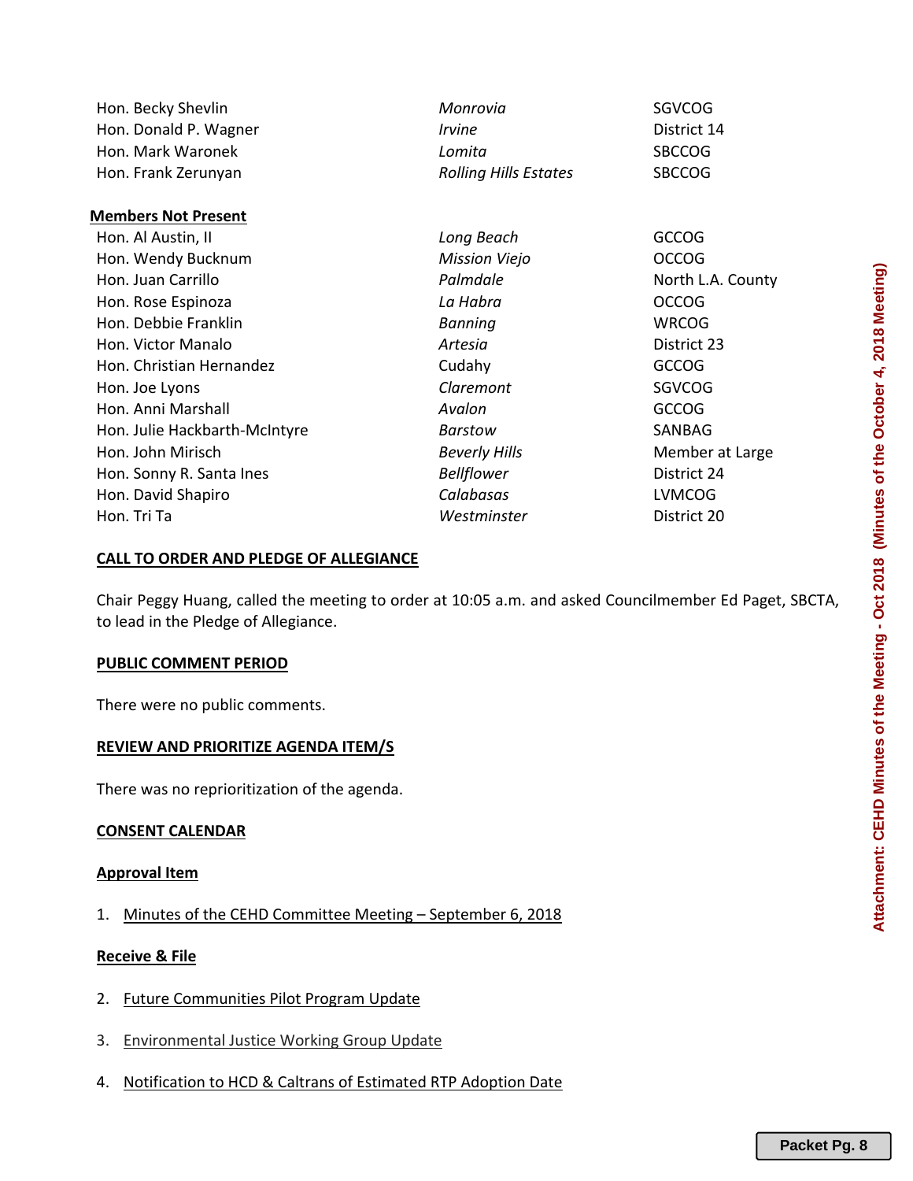| | | |
|---|---|---|
| Hon. Becky Shevlin | *Monrovia* | SGVCOG |
| Hon. Donald P. Wagner | *Irvine* | District 14 |
| Hon. Mark Waronek | *Lomita* | SBCCOG |
| Hon. Frank Zerunyan | *Rolling Hills Estates* | SBCCOG |

**Members Not Present**

| | | |
|---|---|---|
| Hon. Al Austin, II | *Long Beach* | GCCOG |
| Hon. Wendy Bucknum | *Mission Viejo* | OCCOG |
| Hon. Juan Carrillo | *Palmdale* | North L.A. County |
| Hon. Rose Espinoza | *La Habra* | OCCOG |
| Hon. Debbie Franklin | *Banning* | WRCOG |
| Hon. Victor Manalo | *Artesia* | District 23 |
| Hon. Christian Hernandez | Cudahy | GCCOG |
| Hon. Joe Lyons | *Claremont* | SGVCOG |
| Hon. Anni Marshall | *Avalon* | GCCOG |
| Hon. Julie Hackbarth-McIntyre | *Barstow* | SANBAG |
| Hon. John Mirisch | *Beverly Hills* | Member at Large |
| Hon. Sonny R. Santa Ines | *Bellflower* | District 24 |
| Hon. David Shapiro | *Calabasas* | LVMCOG |
| Hon. Tri Ta | *Westminster* | District 20 |

**CALL TO ORDER AND PLEDGE OF ALLEGIANCE**

Chair Peggy Huang, called the meeting to order at 10:05 a.m. and asked Councilmember Ed Paget, SBCTA, to lead in the Pledge of Allegiance.

**PUBLIC COMMENT PERIOD**

There were no public comments.

**REVIEW AND PRIORITIZE AGENDA ITEM/S**

There was no reprioritization of the agenda.

**CONSENT CALENDAR**

**Approval Item**

1. Minutes of the CEHD Committee Meeting – September 6, 2018

**Receive & File**

2. Future Communities Pilot Program Update

3. Environmental Justice Working Group Update

4. Notification to HCD & Caltrans of Estimated RTP Adoption Date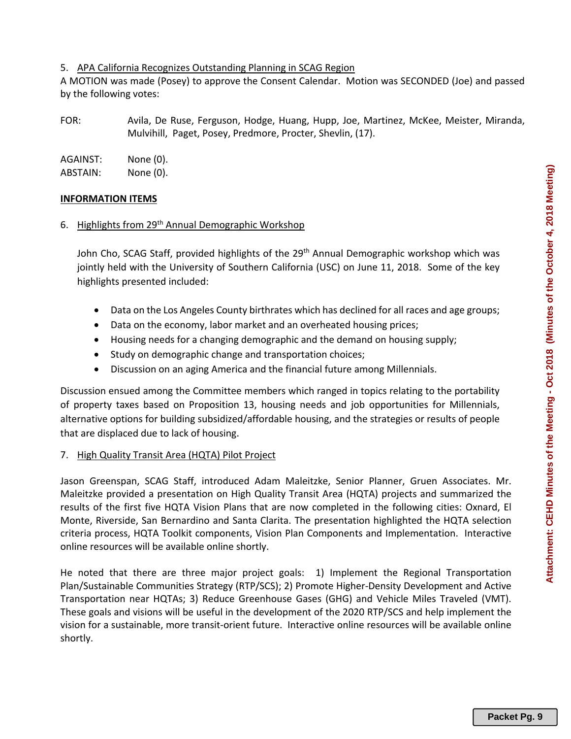5. APA California Recognizes Outstanding Planning in SCAG Region

A MOTION was made (Posey) to approve the Consent Calendar. Motion was SECONDED (Joe) and passed by the following votes:

FOR: Avila, De Ruse, Ferguson, Hodge, Huang, Hupp, Joe, Martinez, McKee, Meister, Miranda, Mulvihill, Paget, Posey, Predmore, Procter, Shevlin, (17).

AGAINST: None (0).
ABSTAIN: None (0).

**INFORMATION ITEMS**

6. Highlights from 29th Annual Demographic Workshop

John Cho, SCAG Staff, provided highlights of the 29th Annual Demographic workshop which was jointly held with the University of Southern California (USC) on June 11, 2018. Some of the key highlights presented included:

- Data on the Los Angeles County birthrates which has declined for all races and age groups;
- Data on the economy, labor market and an overheated housing prices;
- Housing needs for a changing demographic and the demand on housing supply;
- Study on demographic change and transportation choices;
- Discussion on an aging America and the financial future among Millennials.

Discussion ensued among the Committee members which ranged in topics relating to the portability of property taxes based on Proposition 13, housing needs and job opportunities for Millennials, alternative options for building subsidized/affordable housing, and the strategies or results of people that are displaced due to lack of housing.

7. High Quality Transit Area (HQTA) Pilot Project

Jason Greenspan, SCAG Staff, introduced Adam Maleitzke, Senior Planner, Gruen Associates. Mr. Maleitzke provided a presentation on High Quality Transit Area (HQTA) projects and summarized the results of the first five HQTA Vision Plans that are now completed in the following cities: Oxnard, El Monte, Riverside, San Bernardino and Santa Clarita. The presentation highlighted the HQTA selection criteria process, HQTA Toolkit components, Vision Plan Components and Implementation. Interactive online resources will be available online shortly.

He noted that there are three major project goals: 1) Implement the Regional Transportation Plan/Sustainable Communities Strategy (RTP/SCS); 2) Promote Higher-Density Development and Active Transportation near HQTAs; 3) Reduce Greenhouse Gases (GHG) and Vehicle Miles Traveled (VMT). These goals and visions will be useful in the development of the 2020 RTP/SCS and help implement the vision for a sustainable, more transit-orient future. Interactive online resources will be available online shortly.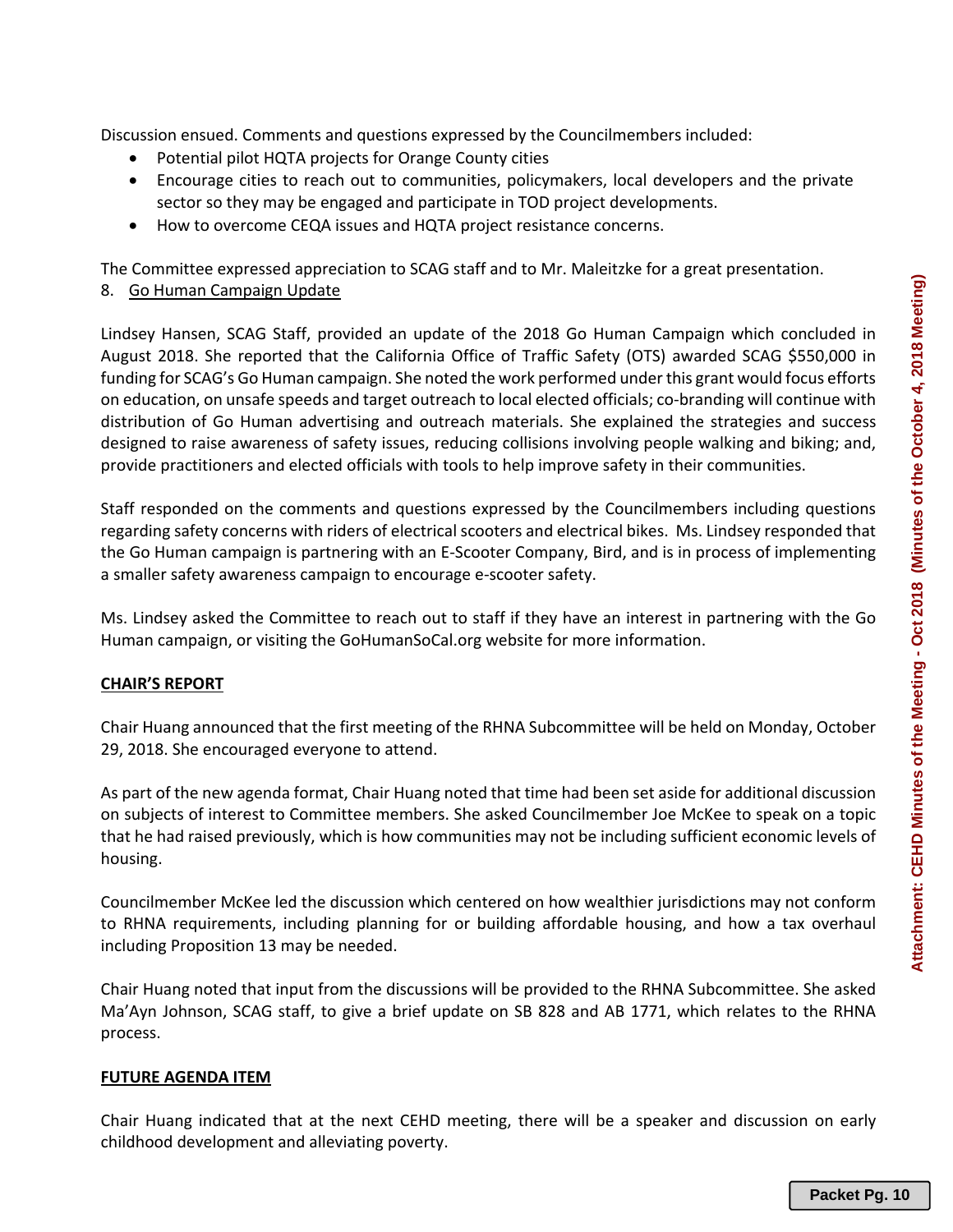Discussion ensued. Comments and questions expressed by the Councilmembers included:

- Potential pilot HQTA projects for Orange County cities
- Encourage cities to reach out to communities, policymakers, local developers and the private sector so they may be engaged and participate in TOD project developments.
- How to overcome CEQA issues and HQTA project resistance concerns.

The Committee expressed appreciation to SCAG staff and to Mr. Maleitzke for a great presentation.

8. Go Human Campaign Update

Lindsey Hansen, SCAG Staff, provided an update of the 2018 Go Human Campaign which concluded in August 2018. She reported that the California Office of Traffic Safety (OTS) awarded SCAG $550,000 in funding for SCAG's Go Human campaign. She noted the work performed under this grant would focus efforts on education, on unsafe speeds and target outreach to local elected officials; co-branding will continue with distribution of Go Human advertising and outreach materials. She explained the strategies and success designed to raise awareness of safety issues, reducing collisions involving people walking and biking; and, provide practitioners and elected officials with tools to help improve safety in their communities.

Staff responded on the comments and questions expressed by the Councilmembers including questions regarding safety concerns with riders of electrical scooters and electrical bikes. Ms. Lindsey responded that the Go Human campaign is partnering with an E-Scooter Company, Bird, and is in process of implementing a smaller safety awareness campaign to encourage e-scooter safety.

Ms. Lindsey asked the Committee to reach out to staff if they have an interest in partnering with the Go Human campaign, or visiting the GoHumanSoCal.org website for more information.

**CHAIR'S REPORT**

Chair Huang announced that the first meeting of the RHNA Subcommittee will be held on Monday, October 29, 2018. She encouraged everyone to attend.

As part of the new agenda format, Chair Huang noted that time had been set aside for additional discussion on subjects of interest to Committee members. She asked Councilmember Joe McKee to speak on a topic that he had raised previously, which is how communities may not be including sufficient economic levels of housing.

Councilmember McKee led the discussion which centered on how wealthier jurisdictions may not conform to RHNA requirements, including planning for or building affordable housing, and how a tax overhaul including Proposition 13 may be needed.

Chair Huang noted that input from the discussions will be provided to the RHNA Subcommittee. She asked Ma'Ayn Johnson, SCAG staff, to give a brief update on SB 828 and AB 1771, which relates to the RHNA process.

**FUTURE AGENDA ITEM**

Chair Huang indicated that at the next CEHD meeting, there will be a speaker and discussion on early childhood development and alleviating poverty.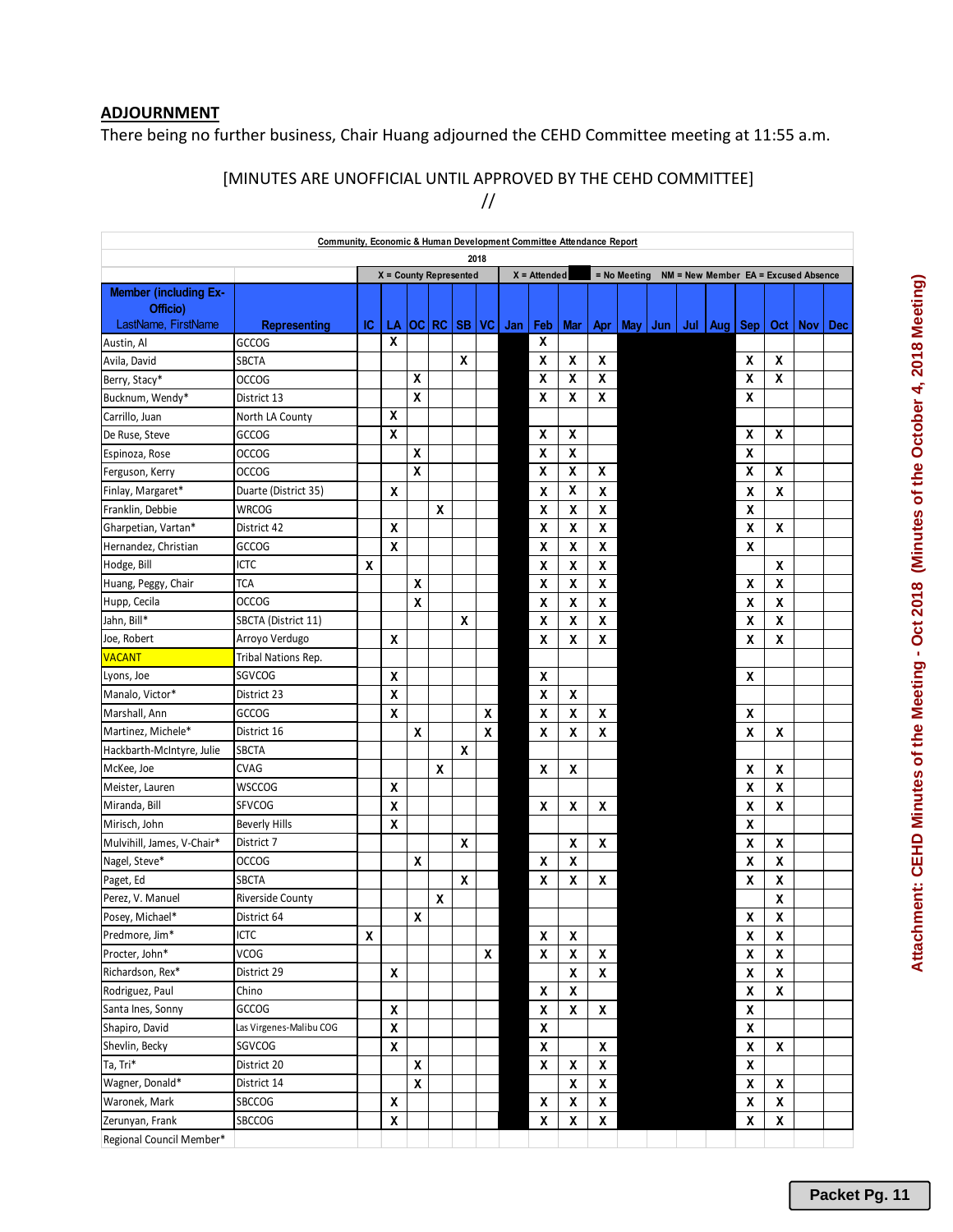## ADJOURNMENT

There being no further business, Chair Huang adjourned the CEHD Committee meeting at 11:55 a.m.

[MINUTES ARE UNOFFICIAL UNTIL APPROVED BY THE CEHD COMMITTEE]

//

**Community, Economic & Human Development Committee Attendance Report**

2018

X = County Represented | X = Attended | ■ = No Meeting | NM = New Member | EA = Excused Absence

| Member (including Ex-Officio) LastName, FirstName | Representing | IC | LA | OC | RC | SB | VC | Jan | Feb | Mar | Apr | May | Jun | Jul | Aug | Sep | Oct | Nov | Dec |
|---|---|---|---|---|---|---|---|---|---|---|---|---|---|---|---|---|---|---|---|
| Austin, Al | GCCOG | | X | | | | | | X | | | | | | | | | | |
| Avila, David | SBCTA | | | | | X | | | X | X | X | | | | | X | X | | |
| Berry, Stacy* | OCCOG | | | X | | | | | X | X | X | | | | | X | X | | |
| Bucknum, Wendy* | District 13 | | | X | | | | | X | X | X | | | | | X | | | |
| Carrillo, Juan | North LA County | | X | | | | | | | | | | | | | | | | |
| De Ruse, Steve | GCCOG | | X | | | | | | X | X | | | | | | X | X | | |
| Espinoza, Rose | OCCOG | | | X | | | | | X | X | | | | | | X | | | |
| Ferguson, Kerry | OCCOG | | | X | | | | | X | X | X | | | | | X | X | | |
| Finlay, Margaret* | Duarte (District 35) | | X | | | | | | X | X | X | | | | | X | X | | |
| Franklin, Debbie | WRCOG | | | | X | | | | X | X | X | | | | | X | | | |
| Gharpetian, Vartan* | District 42 | | X | | | | | | X | X | X | | | | | X | X | | |
| Hernandez, Christian | GCCOG | | X | | | | | | X | X | X | | | | | X | | | |
| Hodge, Bill | ICTC | X | | | | | | | X | X | X | | | | | | X | | |
| Huang, Peggy, Chair | TCA | | | X | | | | | X | X | X | | | | | X | X | | |
| Hupp, Cecila | OCCOG | | | X | | | | | X | X | X | | | | | X | X | | |
| Jahn, Bill* | SBCTA (District 11) | | | | | X | | | X | X | X | | | | | X | X | | |
| Joe, Robert | Arroyo Verdugo | | X | | | | | | X | X | X | | | | | X | X | | |
| VACANT | Tribal Nations Rep. | | | | | | | | | | | | | | | | | | |
| Lyons, Joe | SGVCOG | | X | | | | | | X | | | | | | | X | | | |
| Manalo, Victor* | District 23 | | X | | | | | | X | X | | | | | | | | | |
| Marshall, Ann | GCCOG | | X | | | | X | | X | X | X | | | | | X | | | |
| Martinez, Michele* | District 16 | | | X | | | X | | X | X | X | | | | | X | X | | |
| Hackbarth-McIntyre, Julie | SBCTA | | | | | X | | | | | | | | | | | | | |
| McKee, Joe | CVAG | | | | X | | | | X | X | | | | | | X | X | | |
| Meister, Lauren | WSCCOG | | X | | | | | | | | | | | | | X | X | | |
| Miranda, Bill | SFVCOG | | X | | | | | | X | X | X | | | | | X | X | | |
| Mirisch, John | Beverly Hills | | X | | | | | | | | | | | | | X | | | |
| Mulvihill, James, V-Chair* | District 7 | | | | | X | | | | X | X | | | | | X | X | | |
| Nagel, Steve* | OCCOG | | | X | | | | | X | X | | | | | | X | X | | |
| Paget, Ed | SBCTA | | | | | X | | | X | X | X | | | | | X | X | | |
| Perez, V. Manuel | Riverside County | | | | X | | | | | | | | | | | | X | | |
| Posey, Michael* | District 64 | | | X | | | | | | | | | | | | X | X | | |
| Predmore, Jim* | ICTC | X | | | | | | | X | X | | | | | | X | X | | |
| Procter, John* | VCOG | | | | | | X | | X | X | X | | | | | X | X | | |
| Richardson, Rex* | District 29 | | X | | | | | | | X | X | | | | | X | X | | |
| Rodriguez, Paul | Chino | | | | | | | | X | X | | | | | | X | X | | |
| Santa Ines, Sonny | GCCOG | | X | | | | | | X | X | X | | | | | X | | | |
| Shapiro, David | Las Virgenes-Malibu COG | | X | | | | | | X | | | | | | | X | | | |
| Shevlin, Becky | SGVCOG | | X | | | | | | X | | X | | | | | X | X | | |
| Ta, Tri* | District 20 | | | X | | | | | X | X | X | | | | | X | | | |
| Wagner, Donald* | District 14 | | | X | | | | | | X | X | | | | | X | X | | |
| Waronek, Mark | SBCCOG | | X | | | | | | X | X | X | | | | | X | X | | |
| Zerunyan, Frank | SBCCOG | | X | | | | | | X | X | X | | | | | X | X | | |
| Regional Council Member* | | | | | | | | | | | | | | | | | | | |